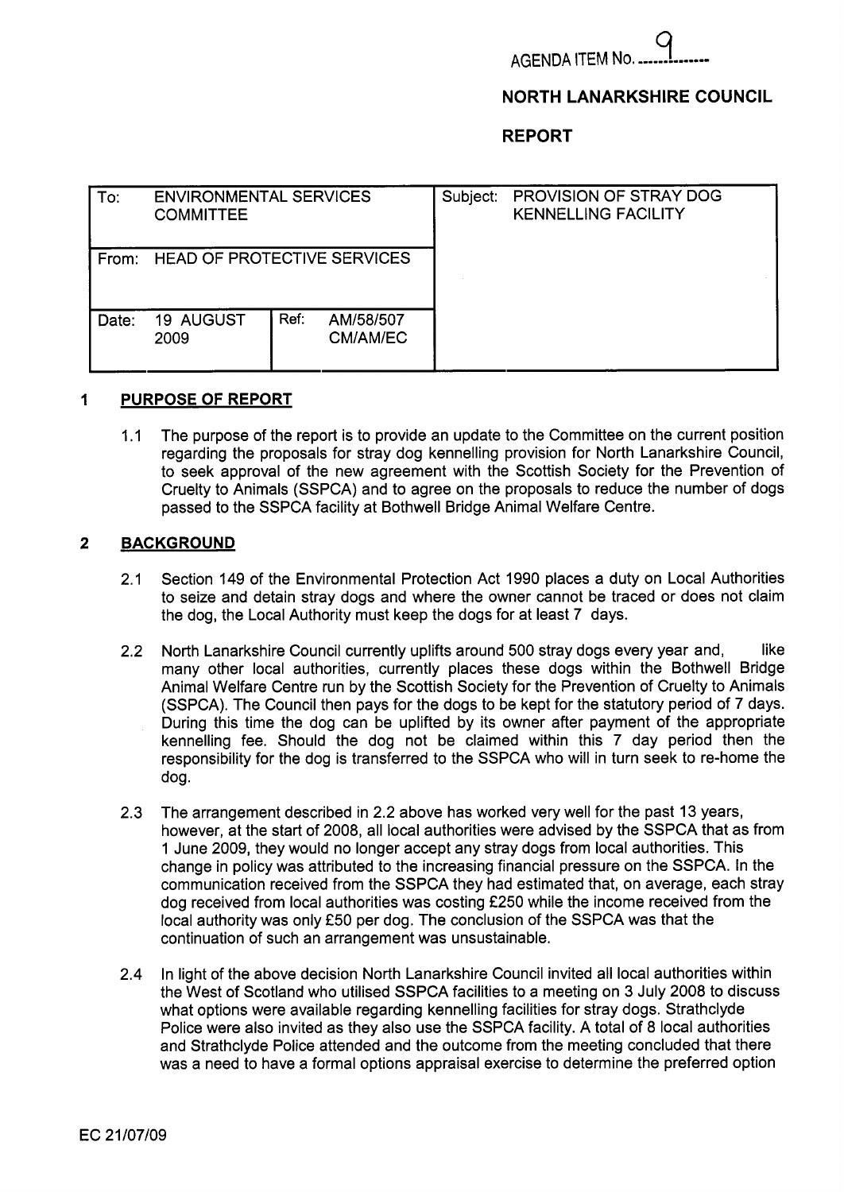AGENDA ITEM No. 9

**NORTH LANARKSHIRE COUNCIL**

**REPORT**

| To: ENVIRONMENTAL SERVICES COMMITTEE | | Subject: PROVISION OF STRAY DOG KENNELLING FACILITY |
|---|---|---|
| From: HEAD OF PROTECTIVE SERVICES | | |
| Date: 19 AUGUST 2009 | Ref: AM/58/507 CM/AM/EC | |

## 1 PURPOSE OF REPORT

1.1 The purpose of the report is to provide an update to the Committee on the current position regarding the proposals for stray dog kennelling provision for North Lanarkshire Council, to seek approval of the new agreement with the Scottish Society for the Prevention of Cruelty to Animals (SSPCA) and to agree on the proposals to reduce the number of dogs passed to the SSPCA facility at Bothwell Bridge Animal Welfare Centre.

## 2 BACKGROUND

2.1 Section 149 of the Environmental Protection Act 1990 places a duty on Local Authorities to seize and detain stray dogs and where the owner cannot be traced or does not claim the dog, the Local Authority must keep the dogs for at least 7 days.

2.2 North Lanarkshire Council currently uplifts around 500 stray dogs every year and, like many other local authorities, currently places these dogs within the Bothwell Bridge Animal Welfare Centre run by the Scottish Society for the Prevention of Cruelty to Animals (SSPCA). The Council then pays for the dogs to be kept for the statutory period of 7 days. During this time the dog can be uplifted by its owner after payment of the appropriate kennelling fee. Should the dog not be claimed within this 7 day period then the responsibility for the dog is transferred to the SSPCA who will in turn seek to re-home the dog.

2.3 The arrangement described in 2.2 above has worked very well for the past 13 years, however, at the start of 2008, all local authorities were advised by the SSPCA that as from 1 June 2009, they would no longer accept any stray dogs from local authorities. This change in policy was attributed to the increasing financial pressure on the SSPCA. In the communication received from the SSPCA they had estimated that, on average, each stray dog received from local authorities was costing £250 while the income received from the local authority was only £50 per dog. The conclusion of the SSPCA was that the continuation of such an arrangement was unsustainable.

2.4 In light of the above decision North Lanarkshire Council invited all local authorities within the West of Scotland who utilised SSPCA facilities to a meeting on 3 July 2008 to discuss what options were available regarding kennelling facilities for stray dogs. Strathclyde Police were also invited as they also use the SSPCA facility. A total of 8 local authorities and Strathclyde Police attended and the outcome from the meeting concluded that there was a need to have a formal options appraisal exercise to determine the preferred option

EC 21/07/09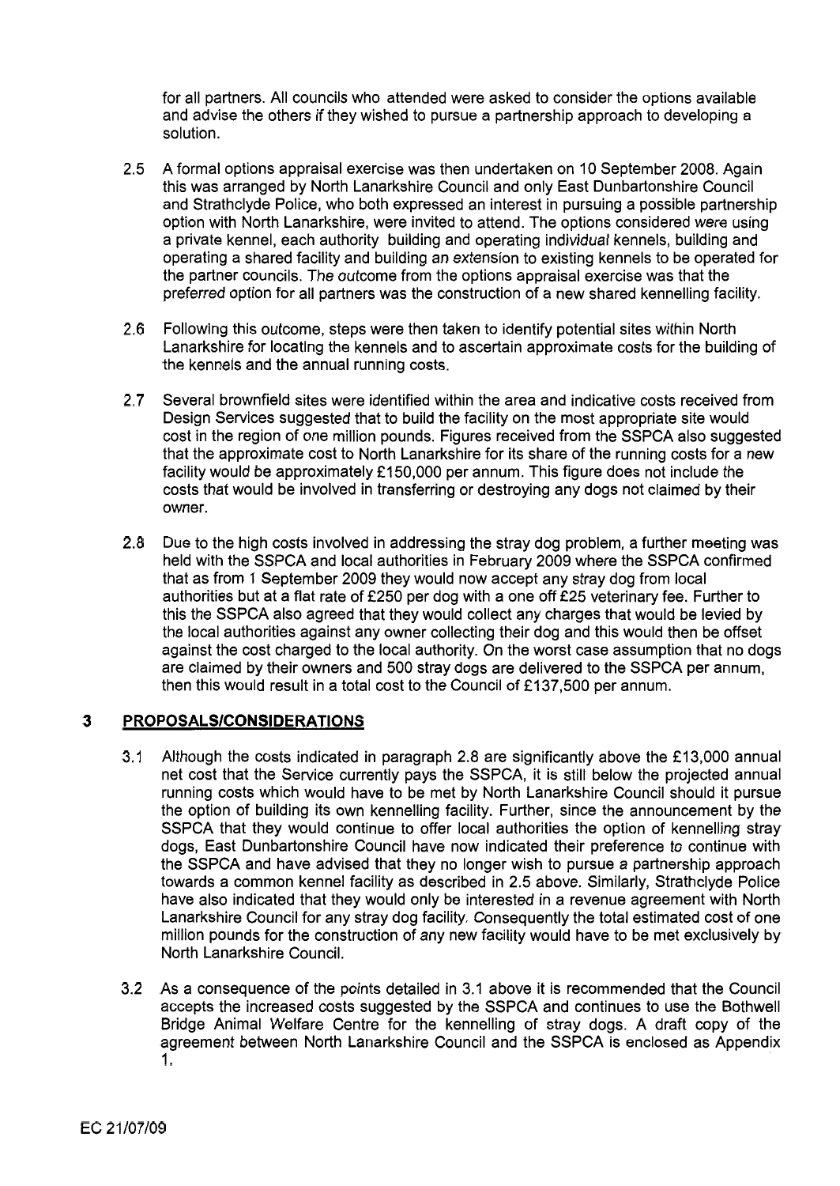for all partners. All councils who attended were asked to consider the options available and advise the others if they wished to pursue a partnership approach to developing a solution.

2.5 A formal options appraisal exercise was then undertaken on 10 September 2008. Again this was arranged by North Lanarkshire Council and only East Dunbartonshire Council and Strathclyde Police, who both expressed an interest in pursuing a possible partnership option with North Lanarkshire, were invited to attend. The options considered were using a private kennel, each authority building and operating individual kennels, building and operating a shared facility and building an extension to existing kennels to be operated for the partner councils. The outcome from the options appraisal exercise was that the preferred option for all partners was the construction of a new shared kennelling facility.

2.6 Following this outcome, steps were then taken to identify potential sites within North Lanarkshire for locating the kennels and to ascertain approximate costs for the building of the kennels and the annual running costs.

2.7 Several brownfield sites were identified within the area and indicative costs received from Design Services suggested that to build the facility on the most appropriate site would cost in the region of one million pounds. Figures received from the SSPCA also suggested that the approximate cost to North Lanarkshire for its share of the running costs for a new facility would be approximately £150,000 per annum. This figure does not include the costs that would be involved in transferring or destroying any dogs not claimed by their owner.

2.8 Due to the high costs involved in addressing the stray dog problem, a further meeting was held with the SSPCA and local authorities in February 2009 where the SSPCA confirmed that as from 1 September 2009 they would now accept any stray dog from local authorities but at a flat rate of £250 per dog with a one off £25 veterinary fee. Further to this the SSPCA also agreed that they would collect any charges that would be levied by the local authorities against any owner collecting their dog and this would then be offset against the cost charged to the local authority. On the worst case assumption that no dogs are claimed by their owners and 500 stray dogs are delivered to the SSPCA per annum, then this would result in a total cost to the Council of £137,500 per annum.

## 3 PROPOSALS/CONSIDERATIONS

3.1 Although the costs indicated in paragraph 2.8 are significantly above the £13,000 annual net cost that the Service currently pays the SSPCA, it is still below the projected annual running costs which would have to be met by North Lanarkshire Council should it pursue the option of building its own kennelling facility. Further, since the announcement by the SSPCA that they would continue to offer local authorities the option of kennelling stray dogs, East Dunbartonshire Council have now indicated their preference to continue with the SSPCA and have advised that they no longer wish to pursue a partnership approach towards a common kennel facility as described in 2.5 above. Similarly, Strathclyde Police have also indicated that they would only be interested in a revenue agreement with North Lanarkshire Council for any stray dog facility. Consequently the total estimated cost of one million pounds for the construction of any new facility would have to be met exclusively by North Lanarkshire Council.

3.2 As a consequence of the points detailed in 3.1 above it is recommended that the Council accepts the increased costs suggested by the SSPCA and continues to use the Bothwell Bridge Animal Welfare Centre for the kennelling of stray dogs. A draft copy of the agreement between North Lanarkshire Council and the SSPCA is enclosed as Appendix 1.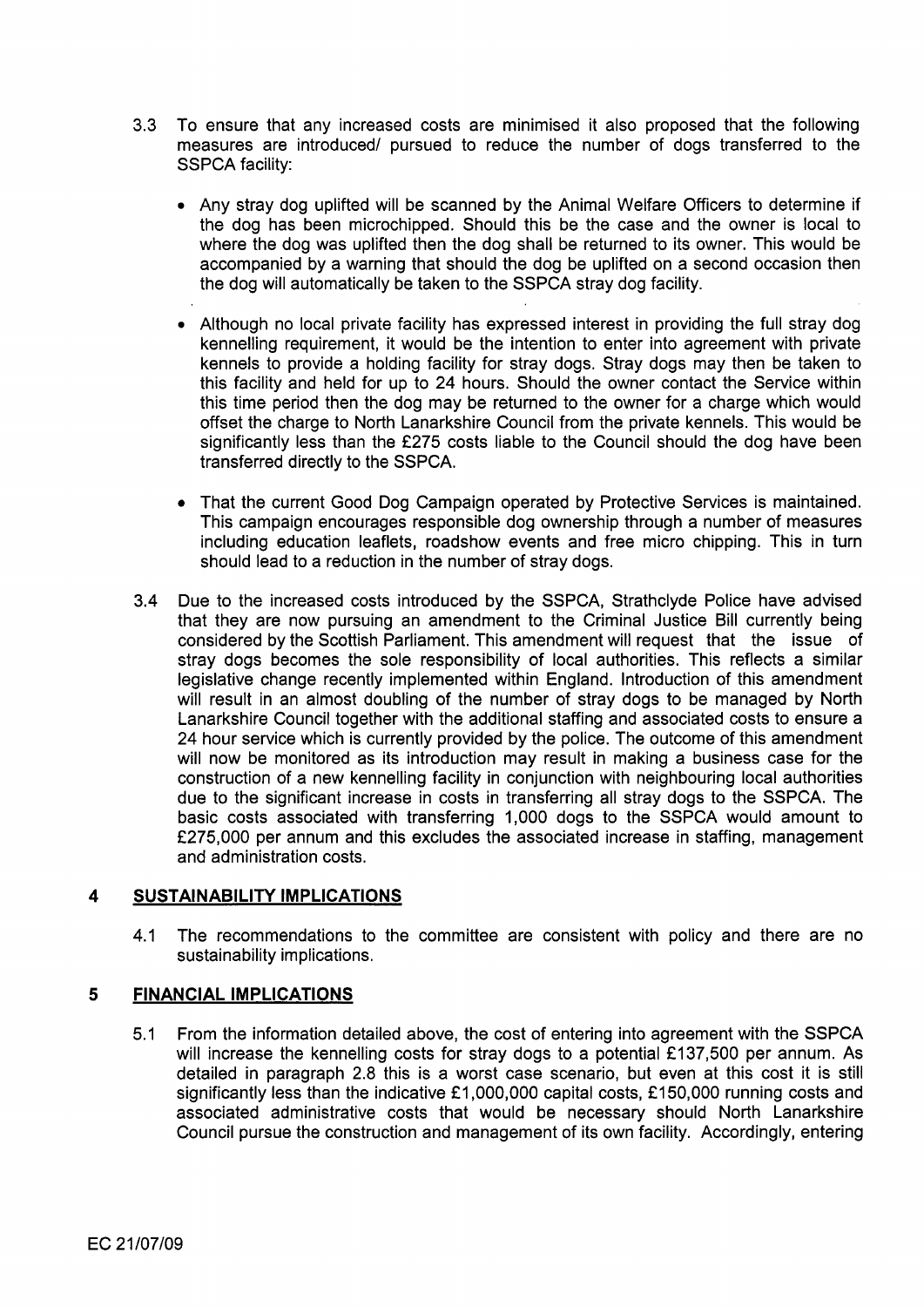3.3 To ensure that any increased costs are minimised it also proposed that the following measures are introduced/ pursued to reduce the number of dogs transferred to the SSPCA facility:

- Any stray dog uplifted will be scanned by the Animal Welfare Officers to determine if the dog has been microchipped. Should this be the case and the owner is local to where the dog was uplifted then the dog shall be returned to its owner. This would be accompanied by a warning that should the dog be uplifted on a second occasion then the dog will automatically be taken to the SSPCA stray dog facility.

- Although no local private facility has expressed interest in providing the full stray dog kennelling requirement, it would be the intention to enter into agreement with private kennels to provide a holding facility for stray dogs. Stray dogs may then be taken to this facility and held for up to 24 hours. Should the owner contact the Service within this time period then the dog may be returned to the owner for a charge which would offset the charge to North Lanarkshire Council from the private kennels. This would be significantly less than the £275 costs liable to the Council should the dog have been transferred directly to the SSPCA.

- That the current Good Dog Campaign operated by Protective Services is maintained. This campaign encourages responsible dog ownership through a number of measures including education leaflets, roadshow events and free micro chipping. This in turn should lead to a reduction in the number of stray dogs.

3.4 Due to the increased costs introduced by the SSPCA, Strathclyde Police have advised that they are now pursuing an amendment to the Criminal Justice Bill currently being considered by the Scottish Parliament. This amendment will request that the issue of stray dogs becomes the sole responsibility of local authorities. This reflects a similar legislative change recently implemented within England. Introduction of this amendment will result in an almost doubling of the number of stray dogs to be managed by North Lanarkshire Council together with the additional staffing and associated costs to ensure a 24 hour service which is currently provided by the police. The outcome of this amendment will now be monitored as its introduction may result in making a business case for the construction of a new kennelling facility in conjunction with neighbouring local authorities due to the significant increase in costs in transferring all stray dogs to the SSPCA. The basic costs associated with transferring 1,000 dogs to the SSPCA would amount to £275,000 per annum and this excludes the associated increase in staffing, management and administration costs.

## 4 SUSTAINABILITY IMPLICATIONS

4.1 The recommendations to the committee are consistent with policy and there are no sustainability implications.

## 5 FINANCIAL IMPLICATIONS

5.1 From the information detailed above, the cost of entering into agreement with the SSPCA will increase the kennelling costs for stray dogs to a potential £137,500 per annum. As detailed in paragraph 2.8 this is a worst case scenario, but even at this cost it is still significantly less than the indicative £1,000,000 capital costs, £150,000 running costs and associated administrative costs that would be necessary should North Lanarkshire Council pursue the construction and management of its own facility. Accordingly, entering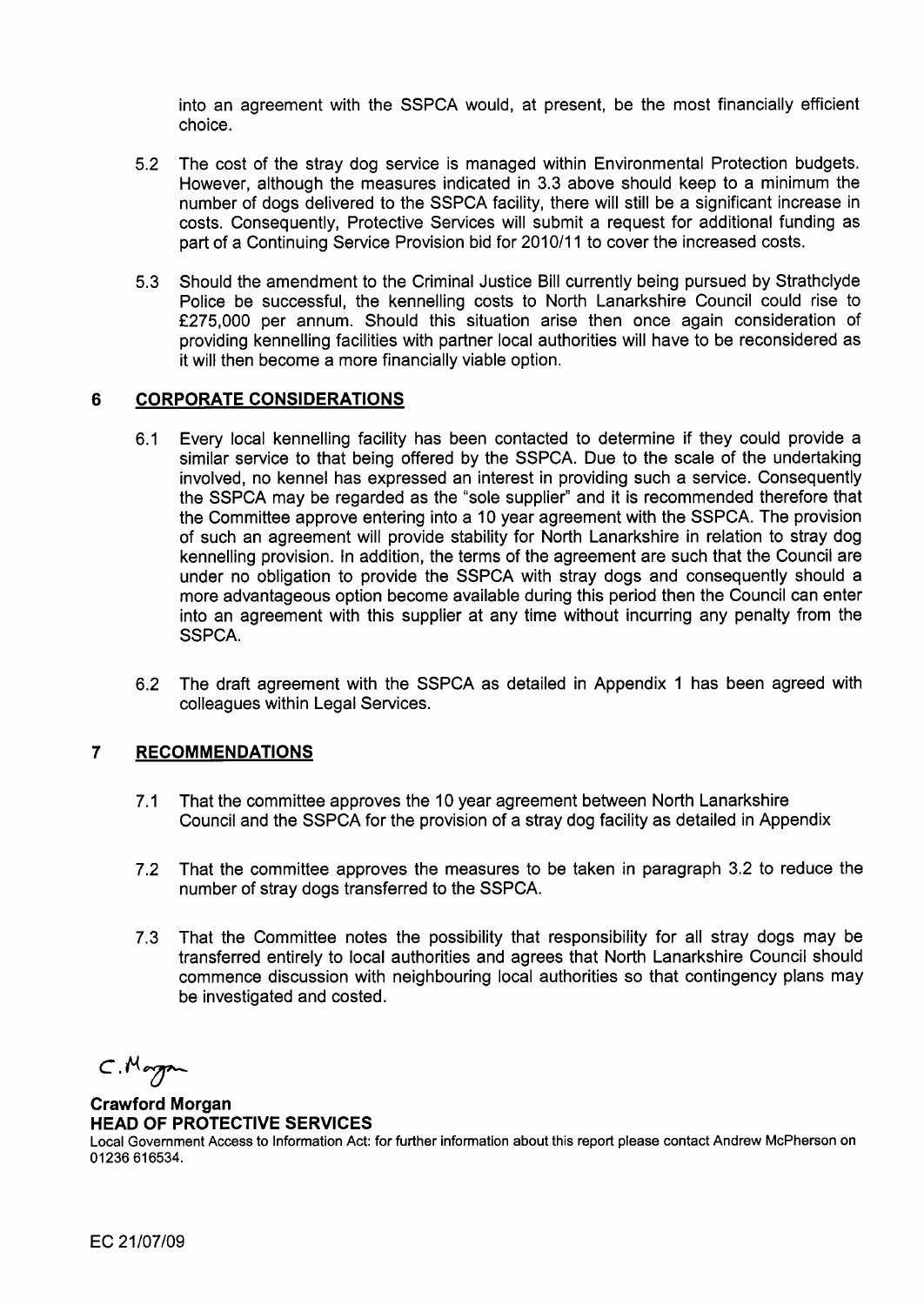into an agreement with the SSPCA would, at present, be the most financially efficient choice.

5.2 The cost of the stray dog service is managed within Environmental Protection budgets. However, although the measures indicated in 3.3 above should keep to a minimum the number of dogs delivered to the SSPCA facility, there will still be a significant increase in costs. Consequently, Protective Services will submit a request for additional funding as part of a Continuing Service Provision bid for 2010/11 to cover the increased costs.

5.3 Should the amendment to the Criminal Justice Bill currently being pursued by Strathclyde Police be successful, the kennelling costs to North Lanarkshire Council could rise to £275,000 per annum. Should this situation arise then once again consideration of providing kennelling facilities with partner local authorities will have to be reconsidered as it will then become a more financially viable option.

## 6 CORPORATE CONSIDERATIONS

6.1 Every local kennelling facility has been contacted to determine if they could provide a similar service to that being offered by the SSPCA. Due to the scale of the undertaking involved, no kennel has expressed an interest in providing such a service. Consequently the SSPCA may be regarded as the "sole supplier" and it is recommended therefore that the Committee approve entering into a 10 year agreement with the SSPCA. The provision of such an agreement will provide stability for North Lanarkshire in relation to stray dog kennelling provision. In addition, the terms of the agreement are such that the Council are under no obligation to provide the SSPCA with stray dogs and consequently should a more advantageous option become available during this period then the Council can enter into an agreement with this supplier at any time without incurring any penalty from the SSPCA.

6.2 The draft agreement with the SSPCA as detailed in Appendix 1 has been agreed with colleagues within Legal Services.

## 7 RECOMMENDATIONS

7.1 That the committee approves the 10 year agreement between North Lanarkshire Council and the SSPCA for the provision of a stray dog facility as detailed in Appendix

7.2 That the committee approves the measures to be taken in paragraph 3.2 to reduce the number of stray dogs transferred to the SSPCA.

7.3 That the Committee notes the possibility that responsibility for all stray dogs may be transferred entirely to local authorities and agrees that North Lanarkshire Council should commence discussion with neighbouring local authorities so that contingency plans may be investigated and costed.

C. Morgan

**Crawford Morgan**
**HEAD OF PROTECTIVE SERVICES**

Local Government Access to Information Act: for further information about this report please contact Andrew McPherson on 01236 616534.

EC 21/07/09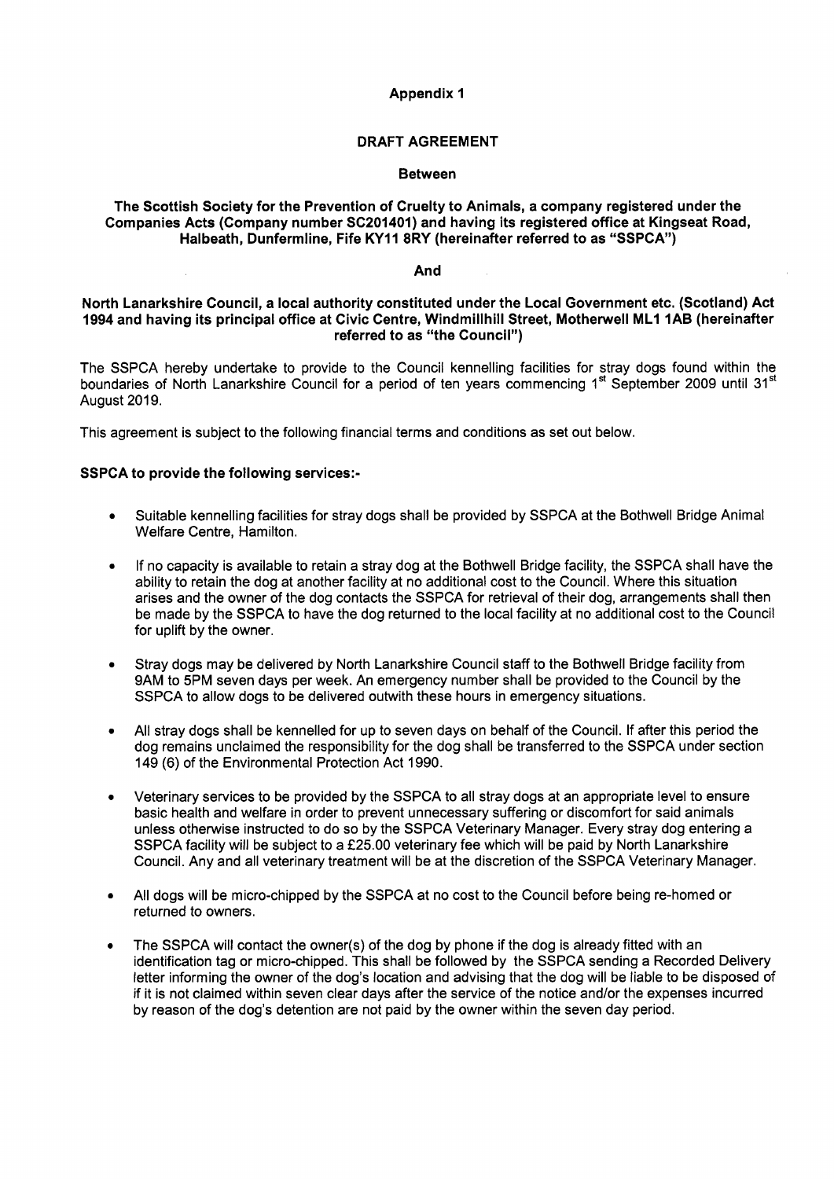**Appendix 1**

**DRAFT AGREEMENT**

**Between**

**The Scottish Society for the Prevention of Cruelty to Animals, a company registered under the Companies Acts (Company number SC201401) and having its registered office at Kingseat Road, Halbeath, Dunfermline, Fife KY11 8RY (hereinafter referred to as "SSPCA")**

**And**

**North Lanarkshire Council, a local authority constituted under the Local Government etc. (Scotland) Act 1994 and having its principal office at Civic Centre, Windmillhill Street, Motherwell ML1 1AB (hereinafter referred to as "the Council")**

The SSPCA hereby undertake to provide to the Council kennelling facilities for stray dogs found within the boundaries of North Lanarkshire Council for a period of ten years commencing 1st September 2009 until 31st August 2019.

This agreement is subject to the following financial terms and conditions as set out below.

**SSPCA to provide the following services:-**

- Suitable kennelling facilities for stray dogs shall be provided by SSPCA at the Bothwell Bridge Animal Welfare Centre, Hamilton.

- If no capacity is available to retain a stray dog at the Bothwell Bridge facility, the SSPCA shall have the ability to retain the dog at another facility at no additional cost to the Council. Where this situation arises and the owner of the dog contacts the SSPCA for retrieval of their dog, arrangements shall then be made by the SSPCA to have the dog returned to the local facility at no additional cost to the Council for uplift by the owner.

- Stray dogs may be delivered by North Lanarkshire Council staff to the Bothwell Bridge facility from 9AM to 5PM seven days per week. An emergency number shall be provided to the Council by the SSPCA to allow dogs to be delivered outwith these hours in emergency situations.

- All stray dogs shall be kennelled for up to seven days on behalf of the Council. If after this period the dog remains unclaimed the responsibility for the dog shall be transferred to the SSPCA under section 149 (6) of the Environmental Protection Act 1990.

- Veterinary services to be provided by the SSPCA to all stray dogs at an appropriate level to ensure basic health and welfare in order to prevent unnecessary suffering or discomfort for said animals unless otherwise instructed to do so by the SSPCA Veterinary Manager. Every stray dog entering a SSPCA facility will be subject to a £25.00 veterinary fee which will be paid by North Lanarkshire Council. Any and all veterinary treatment will be at the discretion of the SSPCA Veterinary Manager.

- All dogs will be micro-chipped by the SSPCA at no cost to the Council before being re-homed or returned to owners.

- The SSPCA will contact the owner(s) of the dog by phone if the dog is already fitted with an identification tag or micro-chipped. This shall be followed by the SSPCA sending a Recorded Delivery letter informing the owner of the dog's location and advising that the dog will be liable to be disposed of if it is not claimed within seven clear days after the service of the notice and/or the expenses incurred by reason of the dog's detention are not paid by the owner within the seven day period.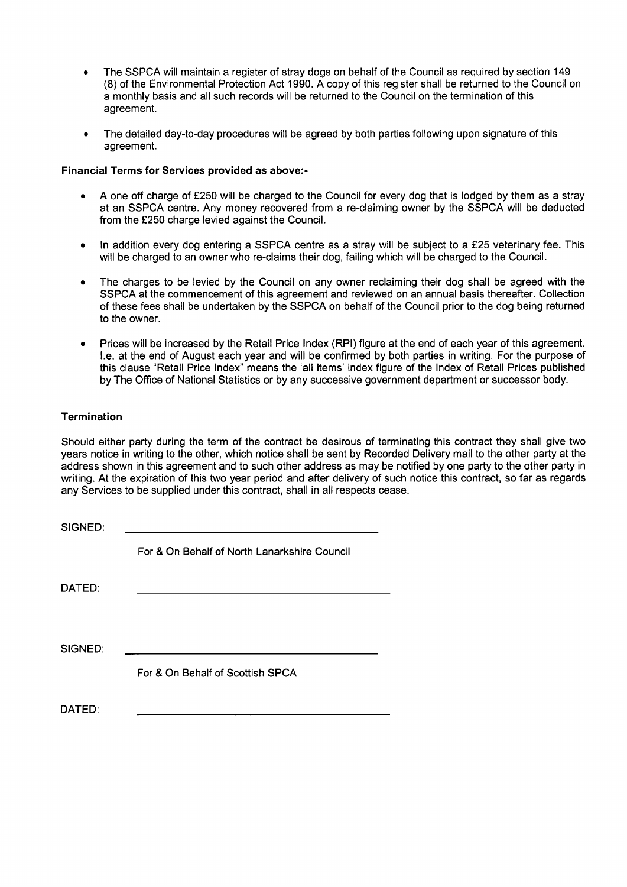- The SSPCA will maintain a register of stray dogs on behalf of the Council as required by section 149 (8) of the Environmental Protection Act 1990. A copy of this register shall be returned to the Council on a monthly basis and all such records will be returned to the Council on the termination of this agreement.

- The detailed day-to-day procedures will be agreed by both parties following upon signature of this agreement.

**Financial Terms for Services provided as above:-**

- A one off charge of £250 will be charged to the Council for every dog that is lodged by them as a stray at an SSPCA centre. Any money recovered from a re-claiming owner by the SSPCA will be deducted from the £250 charge levied against the Council.

- In addition every dog entering a SSPCA centre as a stray will be subject to a £25 veterinary fee. This will be charged to an owner who re-claims their dog, failing which will be charged to the Council.

- The charges to be levied by the Council on any owner reclaiming their dog shall be agreed with the SSPCA at the commencement of this agreement and reviewed on an annual basis thereafter. Collection of these fees shall be undertaken by the SSPCA on behalf of the Council prior to the dog being returned to the owner.

- Prices will be increased by the Retail Price Index (RPI) figure at the end of each year of this agreement. I.e. at the end of August each year and will be confirmed by both parties in writing. For the purpose of this clause "Retail Price Index" means the 'all items' index figure of the Index of Retail Prices published by The Office of National Statistics or by any successive government department or successor body.

**Termination**

Should either party during the term of the contract be desirous of terminating this contract they shall give two years notice in writing to the other, which notice shall be sent by Recorded Delivery mail to the other party at the address shown in this agreement and to such other address as may be notified by one party to the other party in writing. At the expiration of this two year period and after delivery of such notice this contract, so far as regards any Services to be supplied under this contract, shall in all respects cease.

SIGNED: ________________________________________

For & On Behalf of North Lanarkshire Council

DATED: ________________________________________

SIGNED: ________________________________________

For & On Behalf of Scottish SPCA

DATED: ________________________________________